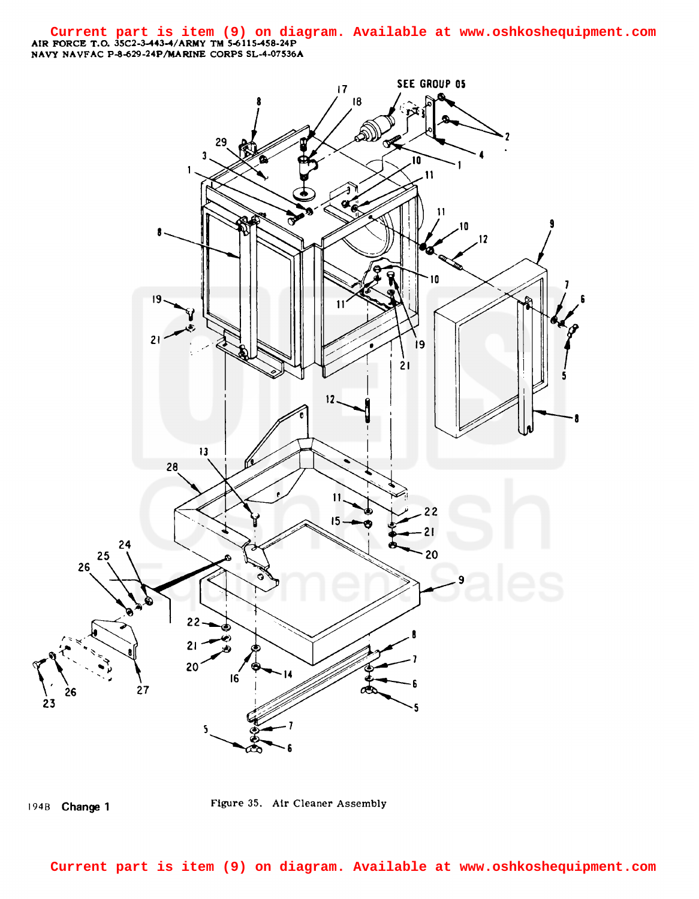Current part is item (9) on diagram. Available at www.oshkoshequipment.com

AIR FORCE T.O. 35C2-3-443-4/ARMY TM 5-6115-458-24P
NAVY NAVFAC P-8-629-24P/MARINE CORPS SL-4-07536A

SEE GROUP 05

Figure 35. Air Cleaner Assembly

194B Change 1

Current part is item (9) on diagram. Available at www.oshkoshequipment.com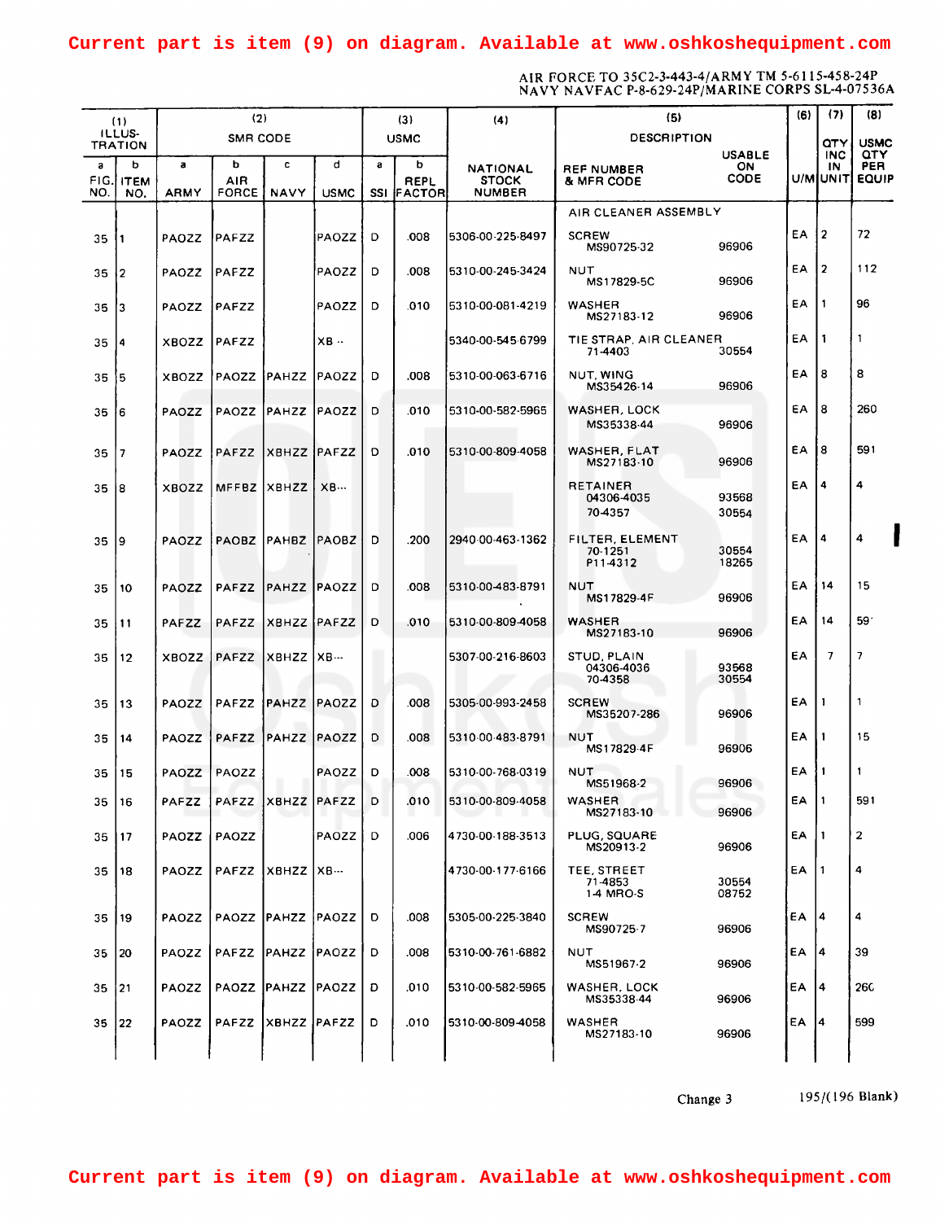Current part is item (9) on diagram. Available at www.oshkoshequipment.com

AIR FORCE TO 35C2-3-443-4/ARMY TM 5-6115-458-24P
NAVY NAVFAC P-8-629-24P/MARINE CORPS SL-4-07536A

| (1) ILLUSTRATION | | (2) SMR CODE | | | | (3) USMC | | (4) | (5) DESCRIPTION | | (6) | (7) | (8) |
|---|---|---|---|---|---|---|---|---|---|---|---|---|---|
| a FIG. NO. | b ITEM NO. | a ARMY | b AIR FORCE | c NAVY | d USMC | a SSI | b REPL FACTOR | NATIONAL STOCK NUMBER | REF NUMBER & MFR CODE | USABLE ON CODE | U/M | QTY INC IN UNIT | USMC QTY PER EQUIP |
| | | | | | | | | | AIR CLEANER ASSEMBLY | | | | |
| 35 | 1 | PAOZZ | PAFZZ | | PAOZZ | D | .008 | 5306-00-225-8497 | SCREW MS90725-32 96906 | | EA | 2 | 72 |
| 35 | 2 | PAOZZ | PAFZZ | | PAOZZ | D | .008 | 5310-00-245-3424 | NUT MS17829-5C 96906 | | EA | 2 | 112 |
| 35 | 3 | PAOZZ | PAFZZ | | PAOZZ | D | .010 | 5310-00-081-4219 | WASHER MS27183-12 96906 | | EA | 1 | 96 |
| 35 | 4 | XBOZZ | PAFZZ | | XB -- | | | 5340-00-545-6799 | TIE STRAP, AIR CLEANER 71-4403 30554 | | EA | 1 | 1 |
| 35 | 5 | XBOZZ | PAOZZ | PAHZZ | PAOZZ | D | .008 | 5310-00-063-6716 | NUT, WING MS35426-14 96906 | | EA | 8 | 8 |
| 35 | 6 | PAOZZ | PAOZZ | PAHZZ | PAOZZ | D | .010 | 5310-00-582-5965 | WASHER, LOCK MS35338-44 96906 | | EA | 8 | 260 |
| 35 | 7 | PAOZZ | PAFZZ | XBHZZ | PAFZZ | D | .010 | 5310-00-809-4058 | WASHER, FLAT MS27183-10 96906 | | EA | 8 | 591 |
| 35 | 8 | XBOZZ | MFFBZ | XBHZZ | XB--- | | | | RETAINER 04306-4035 93568 70-4357 30554 | | EA | 4 | 4 |
| 35 | 9 | PAOZZ | PAOBZ | PAHBZ | PAOBZ | D | .200 | 2940-00-463-1362 | FILTER, ELEMENT 70-1251 30554 P11-4312 18265 | | EA | 4 | 4 |
| 35 | 10 | PAOZZ | PAFZZ | PAHZZ | PAOZZ | D | .008 | 5310-00-483-8791 | NUT MS17829-4F 96906 | | EA | 14 | 15 |
| 35 | 11 | PAFZZ | PAFZZ | XBHZZ | PAFZZ | D | .010 | 5310-00-809-4058 | WASHER MS27183-10 96906 | | EA | 14 | 59 |
| 35 | 12 | XBOZZ | PAFZZ | XBHZZ | XB--- | | | 5307-00-216-8603 | STUD, PLAIN 04306-4036 93568 70-4358 30554 | | EA | 7 | 7 |
| 35 | 13 | PAOZZ | PAFZZ | PAHZZ | PAOZZ | D | .008 | 5305-00-993-2458 | SCREW MS35207-286 96906 | | EA | 1 | 1 |
| 35 | 14 | PAOZZ | PAFZZ | PAHZZ | PAOZZ | D | .008 | 5310-00-483-8791 | NUT MS17829-4F 96906 | | EA | 1 | 15 |
| 35 | 15 | PAOZZ | PAOZZ | | PAOZZ | D | .008 | 5310-00-768-0319 | NUT MS51968-2 96906 | | EA | 1 | 1 |
| 35 | 16 | PAFZZ | PAFZZ | XBHZZ | PAFZZ | D | .010 | 5310-00-809-4058 | WASHER MS27183-10 96906 | | EA | 1 | 591 |
| 35 | 17 | PAOZZ | PAOZZ | | PAOZZ | D | .006 | 4730-00-188-3513 | PLUG, SQUARE MS20913-2 96906 | | EA | 1 | 2 |
| 35 | 18 | PAOZZ | PAFZZ | XBHZZ | XB--- | | | 4730-00-177-6166 | TEE, STREET 71-4853 30554 1-4 MRO-S 08752 | | EA | 1 | 4 |
| 35 | 19 | PAOZZ | PAOZZ | PAHZZ | PAOZZ | D | .008 | 5305-00-225-3840 | SCREW MS90725-7 96906 | | EA | 4 | 4 |
| 35 | 20 | PAOZZ | PAFZZ | PAHZZ | PAOZZ | D | .008 | 5310-00-761-6882 | NUT MS51967-2 96906 | | EA | 4 | 39 |
| 35 | 21 | PAOZZ | PAOZZ | PAHZZ | PAOZZ | D | .010 | 5310-00-582-5965 | WASHER, LOCK MS35338-44 96906 | | EA | 4 | 260 |
| 35 | 22 | PAOZZ | PAFZZ | XBHZZ | PAFZZ | D | .010 | 5310-00-809-4058 | WASHER MS27183-10 96906 | | EA | 4 | 599 |

Change 3

Current part is item (9) on diagram. Available at www.oshkoshequipment.com